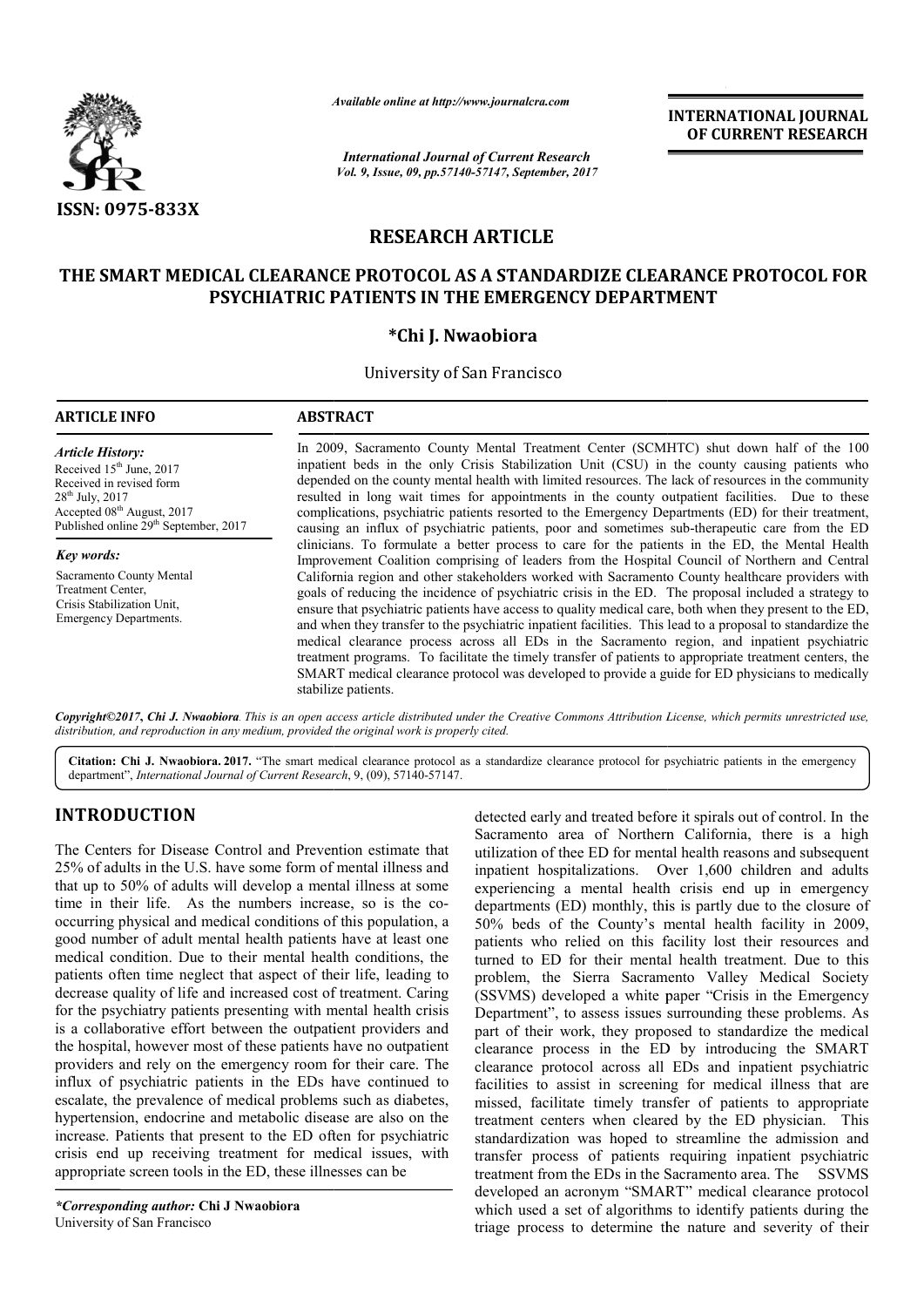# RESEARCH ARTICLE

## THE SMART MEDICAL CLEARANCE PROTOCOL AS A STANDARDIZE CLEARANCE PROTOCOL FOR PSYCHIATRIC PATIENTS IN THE EMERGENCY DEPARTMENT

**\*Chi J. Nwaobiora**

University of San Francisco

### ARTICLE INFO

*Article History:*

Received 15th June, 2017
Received in revised form 28th July, 2017
Accepted 08th August, 2017
Published online 29th September, 2017

*Key words:*

Sacramento County Mental Treatment Center,
Crisis Stabilization Unit,
Emergency Departments.

### ABSTRACT

In 2009, Sacramento County Mental Treatment Center (SCMHTC) shut down half of the 100 inpatient beds in the only Crisis Stabilization Unit (CSU) in the county causing patients who depended on the county mental health with limited resources. The lack of resources in the community resulted in long wait times for appointments in the county outpatient facilities. Due to these complications, psychiatric patients resorted to the Emergency Departments (ED) for their treatment, causing an influx of psychiatric patients, poor and sometimes sub-therapeutic care from the ED clinicians. To formulate a better process to care for the patients in the ED, the Mental Health Improvement Coalition comprising of leaders from the Hospital Council of Northern and Central California region and other stakeholders worked with Sacramento County healthcare providers with goals of reducing the incidence of psychiatric crisis in the ED. The proposal included a strategy to ensure that psychiatric patients have access to quality medical care, both when they present to the ED, and when they transfer to the psychiatric inpatient facilities. This lead to a proposal to standardize the medical clearance process across all EDs in the Sacramento region, and inpatient psychiatric treatment programs. To facilitate the timely transfer of patients to appropriate treatment centers, the SMART medical clearance protocol was developed to provide a guide for ED physicians to medically stabilize patients.

*Copyright©2017, Chi J. Nwaobiora. This is an open access article distributed under the Creative Commons Attribution License, which permits unrestricted use, distribution, and reproduction in any medium, provided the original work is properly cited.*

**Citation: Chi J. Nwaobiora. 2017.** "The smart medical clearance protocol as a standardize clearance protocol for psychiatric patients in the emergency department", *International Journal of Current Research*, 9, (09), 57140-57147.

## INTRODUCTION

The Centers for Disease Control and Prevention estimate that 25% of adults in the U.S. have some form of mental illness and that up to 50% of adults will develop a mental illness at some time in their life. As the numbers increase, so is the co-occurring physical and medical conditions of this population, a good number of adult mental health patients have at least one medical condition. Due to their mental health conditions, the patients often time neglect that aspect of their life, leading to decrease quality of life and increased cost of treatment. Caring for the psychiatry patients presenting with mental health crisis is a collaborative effort between the outpatient providers and the hospital, however most of these patients have no outpatient providers and rely on the emergency room for their care. The influx of psychiatric patients in the EDs have continued to escalate, the prevalence of medical problems such as diabetes, hypertension, endocrine and metabolic disease are also on the increase. Patients that present to the ED often for psychiatric crisis end up receiving treatment for medical issues, with appropriate screen tools in the ED, these illnesses can be detected early and treated before it spirals out of control. In the Sacramento area of Northern California, there is a high utilization of thee ED for mental health reasons and subsequent inpatient hospitalizations. Over 1,600 children and adults experiencing a mental health crisis end up in emergency departments (ED) monthly, this is partly due to the closure of 50% beds of the County's mental health facility in 2009, patients who relied on this facility lost their resources and turned to ED for their mental health treatment. Due to this problem, the Sierra Sacramento Valley Medical Society (SSVMS) developed a white paper "Crisis in the Emergency Department", to assess issues surrounding these problems. As part of their work, they proposed to standardize the medical clearance process in the ED by introducing the SMART clearance protocol across all EDs and inpatient psychiatric facilities to assist in screening for medical illness that are missed, facilitate timely transfer of patients to appropriate treatment centers when cleared by the ED physician. This standardization was hoped to streamline the admission and transfer process of patients requiring inpatient psychiatric treatment from the EDs in the Sacramento area. The SSVMS developed an acronym "SMART" medical clearance protocol which used a set of algorithms to identify patients during the triage process to determine the nature and severity of their

*\*Corresponding author:* **Chi J Nwaobiora**
University of San Francisco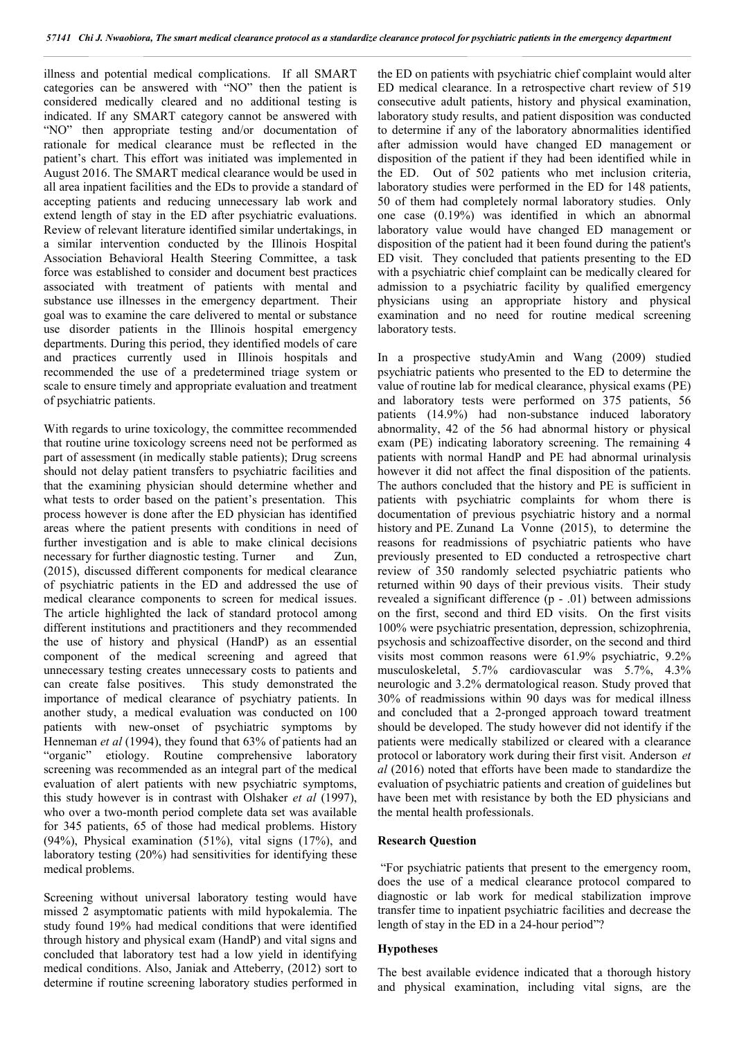illness and potential medical complications. If all SMART categories can be answered with "NO" then the patient is considered medically cleared and no additional testing is indicated. If any SMART category cannot be answered with "NO" then appropriate testing and/or documentation of rationale for medical clearance must be reflected in the patient's chart. This effort was initiated was implemented in August 2016. The SMART medical clearance would be used in all area inpatient facilities and the EDs to provide a standard of accepting patients and reducing unnecessary lab work and extend length of stay in the ED after psychiatric evaluations. Review of relevant literature identified similar undertakings, in a similar intervention conducted by the Illinois Hospital Association Behavioral Health Steering Committee, a task force was established to consider and document best practices associated with treatment of patients with mental and substance use illnesses in the emergency department. Their goal was to examine the care delivered to mental or substance use disorder patients in the Illinois hospital emergency departments. During this period, they identified models of care and practices currently used in Illinois hospitals and recommended the use of a predetermined triage system or scale to ensure timely and appropriate evaluation and treatment of psychiatric patients.

With regards to urine toxicology, the committee recommended that routine urine toxicology screens need not be performed as part of assessment (in medically stable patients); Drug screens should not delay patient transfers to psychiatric facilities and that the examining physician should determine whether and what tests to order based on the patient's presentation. This process however is done after the ED physician has identified areas where the patient presents with conditions in need of further investigation and is able to make clinical decisions necessary for further diagnostic testing. Turner and Zun, (2015), discussed different components for medical clearance of psychiatric patients in the ED and addressed the use of medical clearance components to screen for medical issues. The article highlighted the lack of standard protocol among different institutions and practitioners and they recommended the use of history and physical (HandP) as an essential component of the medical screening and agreed that unnecessary testing creates unnecessary costs to patients and can create false positives. This study demonstrated the importance of medical clearance of psychiatry patients. In another study, a medical evaluation was conducted on 100 patients with new-onset of psychiatric symptoms by Henneman *et al* (1994), they found that 63% of patients had an "organic" etiology. Routine comprehensive laboratory screening was recommended as an integral part of the medical evaluation of alert patients with new psychiatric symptoms, this study however is in contrast with Olshaker *et al* (1997), who over a two-month period complete data set was available for 345 patients, 65 of those had medical problems. History (94%), Physical examination (51%), vital signs (17%), and laboratory testing (20%) had sensitivities for identifying these medical problems.

Screening without universal laboratory testing would have missed 2 asymptomatic patients with mild hypokalemia. The study found 19% had medical conditions that were identified through history and physical exam (HandP) and vital signs and concluded that laboratory test had a low yield in identifying medical conditions. Also, Janiak and Atteberry, (2012) sort to determine if routine screening laboratory studies performed in the ED on patients with psychiatric chief complaint would alter ED medical clearance. In a retrospective chart review of 519 consecutive adult patients, history and physical examination, laboratory study results, and patient disposition was conducted to determine if any of the laboratory abnormalities identified after admission would have changed ED management or disposition of the patient if they had been identified while in the ED. Out of 502 patients who met inclusion criteria, laboratory studies were performed in the ED for 148 patients, 50 of them had completely normal laboratory studies. Only one case (0.19%) was identified in which an abnormal laboratory value would have changed ED management or disposition of the patient had it been found during the patient's ED visit. They concluded that patients presenting to the ED with a psychiatric chief complaint can be medically cleared for admission to a psychiatric facility by qualified emergency physicians using an appropriate history and physical examination and no need for routine medical screening laboratory tests.

In a prospective studyAmin and Wang (2009) studied psychiatric patients who presented to the ED to determine the value of routine lab for medical clearance, physical exams (PE) and laboratory tests were performed on 375 patients, 56 patients (14.9%) had non-substance induced laboratory abnormality, 42 of the 56 had abnormal history or physical exam (PE) indicating laboratory screening. The remaining 4 patients with normal HandP and PE had abnormal urinalysis however it did not affect the final disposition of the patients. The authors concluded that the history and PE is sufficient in patients with psychiatric complaints for whom there is documentation of previous psychiatric history and a normal history and PE. Zunand La Vonne (2015), to determine the reasons for readmissions of psychiatric patients who have previously presented to ED conducted a retrospective chart review of 350 randomly selected psychiatric patients who returned within 90 days of their previous visits. Their study revealed a significant difference (p - .01) between admissions on the first, second and third ED visits. On the first visits 100% were psychiatric presentation, depression, schizophrenia, psychosis and schizoaffective disorder, on the second and third visits most common reasons were 61.9% psychiatric, 9.2% musculoskeletal, 5.7% cardiovascular was 5.7%, 4.3% neurologic and 3.2% dermatological reason. Study proved that 30% of readmissions within 90 days was for medical illness and concluded that a 2-pronged approach toward treatment should be developed. The study however did not identify if the patients were medically stabilized or cleared with a clearance protocol or laboratory work during their first visit. Anderson *et al* (2016) noted that efforts have been made to standardize the evaluation of psychiatric patients and creation of guidelines but have been met with resistance by both the ED physicians and the mental health professionals.

### Research Question

"For psychiatric patients that present to the emergency room, does the use of a medical clearance protocol compared to diagnostic or lab work for medical stabilization improve transfer time to inpatient psychiatric facilities and decrease the length of stay in the ED in a 24-hour period"?

### Hypotheses

The best available evidence indicated that a thorough history and physical examination, including vital signs, are the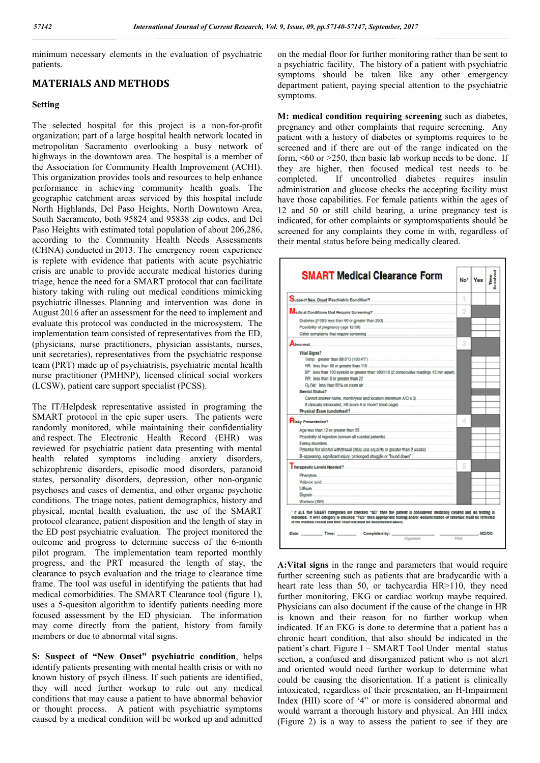minimum necessary elements in the evaluation of psychiatric patients.

## MATERIALS AND METHODS

### Setting

The selected hospital for this project is a non-for-profit organization; part of a large hospital health network located in metropolitan Sacramento overlooking a busy network of highways in the downtown area. The hospital is a member of the Association for Community Health Improvement (ACHI). This organization provides tools and resources to help enhance performance in achieving community health goals. The geographic catchment areas serviced by this hospital include North Highlands, Del Paso Heights, North Downtown Area, South Sacramento, both 95824 and 95838 zip codes, and Del Paso Heights with estimated total population of about 206,286, according to the Community Health Needs Assessments (CHNA) conducted in 2013. The emergency room experience is replete with evidence that patients with acute psychiatric crisis are unable to provide accurate medical histories during triage, hence the need for a SMART protocol that can facilitate history taking with ruling out medical conditions mimicking psychiatric illnesses. Planning and intervention was done in August 2016 after an assessment for the need to implement and evaluate this protocol was conducted in the microsystem. The implementation team consisted of representatives from the ED, (physicians, nurse practitioners, physician assistants, nurses, unit secretaries), representatives from the psychiatric response team (PRT) made up of psychiatrists, psychiatric mental health nurse practitioner (PMHNP), licensed clinical social workers (LCSW), patient care support specialist (PCSS).

The IT/Helpdesk representative assisted in programing the SMART protocol in the epic super users. The patients were randomly monitored, while maintaining their confidentiality and respect. The Electronic Health Record (EHR) was reviewed for psychiatric patient data presenting with mental health related symptoms including anxiety disorders, schizophrenic disorders, episodic mood disorders, paranoid states, personality disorders, depression, other non-organic psychoses and cases of dementia, and other organic psychotic conditions. The triage notes, patient demographics, history and physical, mental health evaluation, the use of the SMART protocol clearance, patient disposition and the length of stay in the ED post psychiatric evaluation. The project monitored the outcome and progress to determine success of the 6-month pilot program. The implementation team reported monthly progress, and the PRT measured the length of stay, the clearance to psych evaluation and the triage to clearance time frame. The tool was useful in identifying the patients that had medical comorbidities. The SMART Clearance tool (figure 1), uses a 5-quesiton algorithm to identify patients needing more focused assessment by the ED physician. The information may come directly from the patient, history from family members or due to abnormal vital signs.

**S: Suspect of "New Onset" psychiatric condition**, helps identify patients presenting with mental health crisis or with no known history of psych illness. If such patients are identified, they will need further workup to rule out any medical conditions that may cause a patient to have abnormal behavior or thought process. A patient with psychiatric symptoms caused by a medical condition will be worked up and admitted on the medial floor for further monitoring rather than be sent to a psychiatric facility. The history of a patient with psychiatric symptoms should be taken like any other emergency department patient, paying special attention to the psychiatric symptoms.

**M: medical condition requiring screening** such as diabetes, pregnancy and other complaints that require screening. Any patient with a history of diabetes or symptoms requires to be screened and if there are out of the range indicated on the form, <60 or >250, then basic lab workup needs to be done. If they are higher, then focused medical test needs to be completed. If uncontrolled diabetes requires insulin administration and glucose checks the accepting facility must have those capabilities. For female patients within the ages of 12 and 50 or still child bearing, a urine pregnancy test is indicated, for other complaints or symptomspatients should be screened for any complaints they come in with, regardless of their mental status before being medically cleared.

| **SMART Medical Clearance Form** | No* | Yes | Time Resolved |
|---|---|---|---|
| **S**uspect New Onset Psychiatric Condition? | 1 | | |
| **M**edical Conditions that Require Screening? | 2 | | |
| Diabetes (FSBS less than 60 or greater than 250) | | | |
| Possibility of pregnancy (age 12-50) | | | |
| Other complaints that require screening | | | |
| **A**bnormal: | 3 | | |
| Vital Signs? | | | |
| Temp: greater than 38.0°C (100.4°F) | | | |
| HR: less than 50 or greater than 110 | | | |
| BP: less than 100 systolic or greater than 180/110 (2 consecutive readings 15 min apart) | | | |
| RR: less than 8 or greater than 22 | | | |
| $O_2$ Sat: less than 95% on room air | | | |
| Mental Status? | | | |
| Cannot answer name, month/year and location (minimum A/O x 3) | | | |
| If clinically intoxicated, HII score 4 or more? (next page) | | | |
| Physical Exam (unclothed)? | | | |
| **R**isky Presentation? | 4 | | |
| Age less than 12 or greater than 55 | | | |
| Possibility of ingestion (screen all suicidal patients) | | | |
| Eating disorders | | | |
| Potential for alcohol withdrawal (daily use equal to or greater than 2 weeks) | | | |
| Ill-appearing, significant injury, prolonged struggle or "found down" | | | |
| **T**herapeutic Levels Needed? | 5 | | |
| Phenytoin | | | |
| Valproic acid | | | |
| Lithium | | | |
| Digoxin | | | |
| Warfarin (INR) | | | |

\* If ALL the SMART categories are checked "NO" then the patient is considered medically cleared and no testing is indicated. If ANY category is checked "YES" then appropriate testing and/or documentation of rationale must be reflected in the medical record and time resolved must be documented above.

Date: ________ Time: ________ Completed by: ______________ ______________ MD/DO
Signature Print

**A:Vital signs** in the range and parameters that would require further screening such as patients that are bradycardic with a heart rate less than 50, or tachycardia HR>110, they need further monitoring, EKG or cardiac workup maybe required. Physicians can also document if the cause of the change in HR is known and their reason for no further workup when indicated. If an EKG is done to determine that a patient has a chronic heart condition, that also should be indicated in the patient's chart. Figure 1 – SMART Tool Under mental status section, a confused and disorganized patient who is not alert and oriented would need further workup to determine what could be causing the disorientation. If a patient is clinically intoxicated, regardless of their presentation, an H-Impairment Index (HII) score of '4' or more is considered abnormal and would warrant a thorough history and physical. An HII index (Figure 2) is a way to assess the patient to see if they are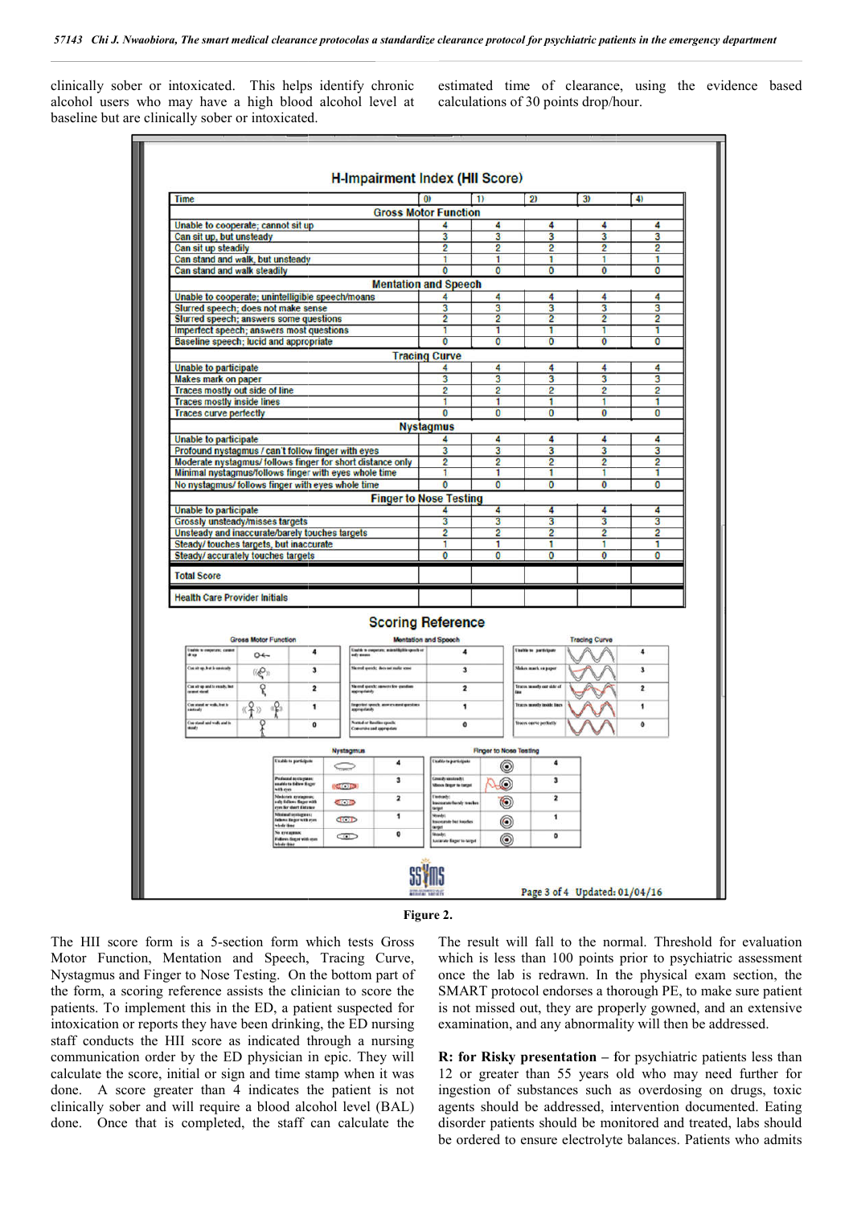clinically sober or intoxicated. This helps identify chronic alcohol users who may have a high blood alcohol level at baseline but are clinically sober or intoxicated.

estimated time of clearance, using the evidence based calculations of 30 points drop/hour.

**H-Impairment Index (HII Score)**

| Time | 0) | 1) | 2) | 3) | 4) |
|---|---|---|---|---|---|
| **Gross Motor Function** | | | | | |
| Unable to cooperate; cannot sit up | 4 | 4 | 4 | 4 | 4 |
| Can sit up, but unsteady | 3 | 3 | 3 | 3 | 3 |
| Can sit up steadily | 2 | 2 | 2 | 2 | 2 |
| Can stand and walk, but unsteady | 1 | 1 | 1 | 1 | 1 |
| Can stand and walk steadily | 0 | 0 | 0 | 0 | 0 |
| **Mentation and Speech** | | | | | |
| Unable to cooperate; unintelligible speech/moans | 4 | 4 | 4 | 4 | 4 |
| Slurred speech; does not make sense | 3 | 3 | 3 | 3 | 3 |
| Slurred speech; answers some questions | 2 | 2 | 2 | 2 | 2 |
| Imperfect speech; answers most questions | 1 | 1 | 1 | 1 | 1 |
| Baseline speech; lucid and appropriate | 0 | 0 | 0 | 0 | 0 |
| **Tracing Curve** | | | | | |
| Unable to participate | 4 | 4 | 4 | 4 | 4 |
| Makes mark on paper | 3 | 3 | 3 | 3 | 3 |
| Traces mostly out side of line | 2 | 2 | 2 | 2 | 2 |
| Traces mostly inside lines | 1 | 1 | 1 | 1 | 1 |
| Traces curve perfectly | 0 | 0 | 0 | 0 | 0 |
| **Nystagmus** | | | | | |
| Unable to participate | 4 | 4 | 4 | 4 | 4 |
| Profound nystagmus / can't follow finger with eyes | 3 | 3 | 3 | 3 | 3 |
| Moderate nystagmus/ follows finger for short distance only | 2 | 2 | 2 | 2 | 2 |
| Minimal nystagmus/follows finger with eyes whole time | 1 | 1 | 1 | 1 | 1 |
| No nystagmus/ follows finger with eyes whole time | 0 | 0 | 0 | 0 | 0 |
| **Finger to Nose Testing** | | | | | |
| Unable to participate | 4 | 4 | 4 | 4 | 4 |
| Grossly unsteady/misses targets | 3 | 3 | 3 | 3 | 3 |
| Unsteady and inaccurate/barely touches targets | 2 | 2 | 2 | 2 | 2 |
| Steady/ touches targets, but inaccurate | 1 | 1 | 1 | 1 | 1 |
| Steady/ accurately touches targets | 0 | 0 | 0 | 0 | 0 |
| Total Score | | | | | |
| Health Care Provider Initials | | | | | |

**Scoring Reference**

Gross Motor Function

| | Score |
|---|---|
| Unable to cooperate; cannot sit up | 4 |
| Can sit up, but is unsteady | 3 |
| Can sit up and is steady, but cannot stand | 2 |
| Can stand or walk, but is unsteady | 1 |
| Can stand and walk and is steady | 0 |

Mentation and Speech

| | Score |
|---|---|
| Unable to cooperate; unintelligible speech or only moans | 4 |
| Slurred speech; does not make sense | 3 |
| Slurred speech; answers few questions appropriately | 2 |
| Imperfect speech; answers most questions appropriately | 1 |
| Normal or Baseline speech; Conversive and appropriate | 0 |

Tracing Curve

| | Score |
|---|---|
| Unable to participate | 4 |
| Makes mark on paper | 3 |
| Traces mostly out side of line | 2 |
| Traces mostly inside lines | 1 |
| Traces curve perfectly | 0 |

Nystagmus

| | Score |
|---|---|
| Unable to participate | 4 |
| Profound nystagmus; unable to follow finger with eyes | 3 |
| Moderate nystagmus; only follows finger with eyes for short distance | 2 |
| Minimal nystagmus; follows finger with eyes whole time | 1 |
| No nystagmus; Follows finger with eyes whole time | 0 |

Finger to Nose Testing

| | Score |
|---|---|
| Unable to participate | 4 |
| Grossly unsteady; Misses finger to target | 3 |
| Unsteady; Inaccurate/barely touches target | 2 |
| Steady; Inaccurate but touches target | 1 |
| Steady; Accurate finger to target | 0 |

Page 3 of 4 Updated: 01/04/16

Figure 2.

The HII score form is a 5-section form which tests Gross Motor Function, Mentation and Speech, Tracing Curve, Nystagmus and Finger to Nose Testing. On the bottom part of the form, a scoring reference assists the clinician to score the patients. To implement this in the ED, a patient suspected for intoxication or reports they have been drinking, the ED nursing staff conducts the HII score as indicated through a nursing communication order by the ED physician in epic. They will calculate the score, initial or sign and time stamp when it was done. A score greater than 4 indicates the patient is not clinically sober and will require a blood alcohol level (BAL) done. Once that is completed, the staff can calculate the

The result will fall to the normal. Threshold for evaluation which is less than 100 points prior to psychiatric assessment once the lab is redrawn. In the physical exam section, the SMART protocol endorses a thorough PE, to make sure patient is not missed out, they are properly gowned, and an extensive examination, and any abnormality will then be addressed.

**R: for Risky presentation** – for psychiatric patients less than 12 or greater than 55 years old who may need further for ingestion of substances such as overdosing on drugs, toxic agents should be addressed, intervention documented. Eating disorder patients should be monitored and treated, labs should be ordered to ensure electrolyte balances. Patients who admits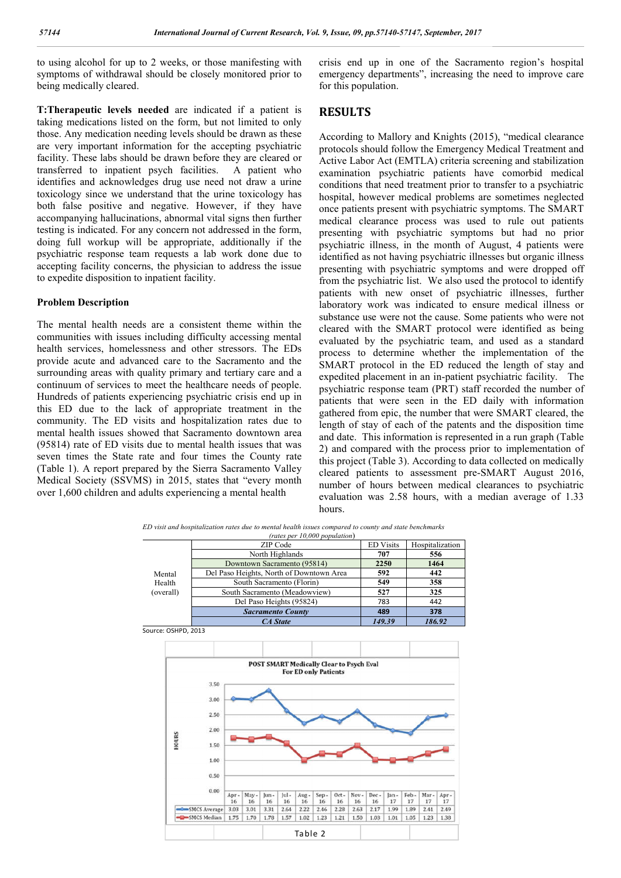to using alcohol for up to 2 weeks, or those manifesting with symptoms of withdrawal should be closely monitored prior to being medically cleared.

**T:Therapeutic levels needed** are indicated if a patient is taking medications listed on the form, but not limited to only those. Any medication needing levels should be drawn as these are very important information for the accepting psychiatric facility. These labs should be drawn before they are cleared or transferred to inpatient psych facilities. A patient who identifies and acknowledges drug use need not draw a urine toxicology since we understand that the urine toxicology has both false positive and negative. However, if they have accompanying hallucinations, abnormal vital signs then further testing is indicated. For any concern not addressed in the form, doing full workup will be appropriate, additionally if the psychiatric response team requests a lab work done due to accepting facility concerns, the physician to address the issue to expedite disposition to inpatient facility.

### Problem Description

The mental health needs are a consistent theme within the communities with issues including difficulty accessing mental health services, homelessness and other stressors. The EDs provide acute and advanced care to the Sacramento and the surrounding areas with quality primary and tertiary care and a continuum of services to meet the healthcare needs of people. Hundreds of patients experiencing psychiatric crisis end up in this ED due to the lack of appropriate treatment in the community. The ED visits and hospitalization rates due to mental health issues showed that Sacramento downtown area (95814) rate of ED visits due to mental health issues that was seven times the State rate and four times the County rate (Table 1). A report prepared by the Sierra Sacramento Valley Medical Society (SSVMS) in 2015, states that "every month over 1,600 children and adults experiencing a mental health crisis end up in one of the Sacramento region's hospital emergency departments", increasing the need to improve care for this population.

## RESULTS

According to Mallory and Knights (2015), "medical clearance protocols should follow the Emergency Medical Treatment and Active Labor Act (EMTLA) criteria screening and stabilization examination psychiatric patients have comorbid medical conditions that need treatment prior to transfer to a psychiatric hospital, however medical problems are sometimes neglected once patients present with psychiatric symptoms. The SMART medical clearance process was used to rule out patients presenting with psychiatric symptoms but had no prior psychiatric illness, in the month of August, 4 patients were identified as not having psychiatric illnesses but organic illness presenting with psychiatric symptoms and were dropped off from the psychiatric list. We also used the protocol to identify patients with new onset of psychiatric illnesses, further laboratory work was indicated to ensure medical illness or substance use were not the cause. Some patients who were not cleared with the SMART protocol were identified as being evaluated by the psychiatric team, and used as a standard process to determine whether the implementation of the SMART protocol in the ED reduced the length of stay and expedited placement in an in-patient psychiatric facility. The psychiatric response team (PRT) staff recorded the number of patients that were seen in the ED daily with information gathered from epic, the number that were SMART cleared, the length of stay of each of the patents and the disposition time and date. This information is represented in a run graph (Table 2) and compared with the process prior to implementation of this project (Table 3). According to data collected on medically cleared patients to assessment pre-SMART August 2016, number of hours between medical clearances to psychiatric evaluation was 2.58 hours, with a median average of 1.33 hours.

*ED visit and hospitalization rates due to mental health issues compared to county and state benchmarks (rates per 10,000 population)*

| | ZIP Code | ED Visits | Hospitalization |
|---|---|---|---|
| Mental Health (overall) | North Highlands | 707 | 556 |
| | Downtown Sacramento (95814) | 2250 | 1464 |
| | Del Paso Heights, North of Downtown Area | 592 | 442 |
| | South Sacramento (Florin) | 549 | 358 |
| | South Sacramento (Meadowview) | 527 | 325 |
| | Del Paso Heights (95824) | 783 | 442 |
| | ***Sacramento County*** | **489** | **378** |
| | ***CA State*** | ***149.39*** | ***186.92*** |

Source: OSHPD, 2013

**POST SMART Medically Clear to Psych Eval For ED only Patients**

| | Apr-16 | May-16 | Jun-16 | Jul-16 | Aug-16 | Sep-16 | Oct-16 | Nov-16 | Dec-16 | Jan-17 | Feb-17 | Mar-17 | Apr-17 |
|---|---|---|---|---|---|---|---|---|---|---|---|---|---|
| SMCS Average | 3.03 | 3.01 | 3.31 | 2.64 | 2.22 | 2.46 | 2.28 | 2.63 | 2.17 | 1.99 | 1.89 | 2.41 | 2.49 |
| SMCS Median | 1.75 | 1.70 | 1.78 | 1.57 | 1.02 | 1.23 | 1.21 | 1.50 | 1.03 | 1.01 | 1.05 | 1.23 | 1.38 |

Table 2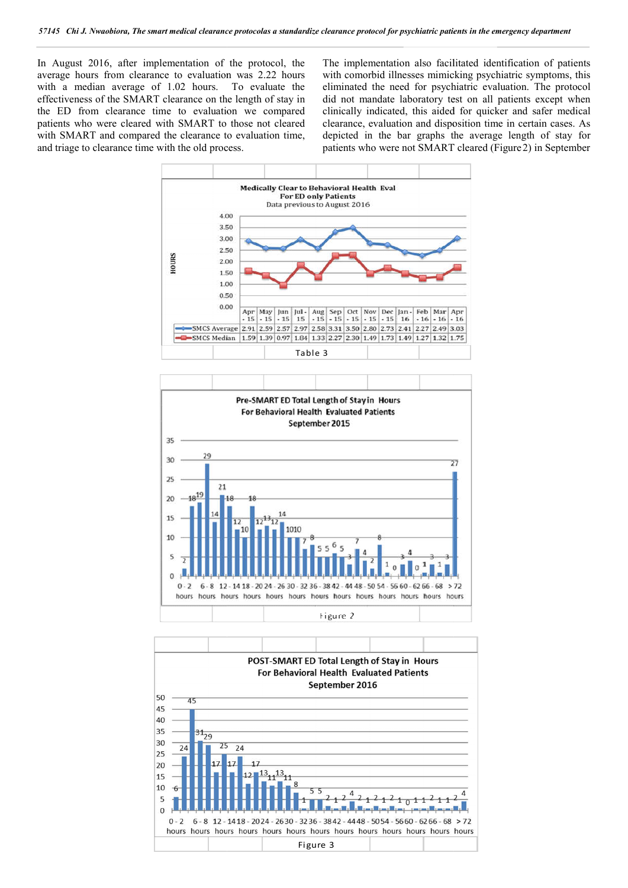In August 2016, after implementation of the protocol, the average hours from clearance to evaluation was 2.22 hours with a median average of 1.02 hours. To evaluate the effectiveness of the SMART clearance on the length of stay in the ED from clearance time to evaluation we compared patients who were cleared with SMART to those not cleared with SMART and compared the clearance to evaluation time, and triage to clearance time with the old process.

The implementation also facilitated identification of patients with comorbid illnesses mimicking psychiatric symptoms, this eliminated the need for psychiatric evaluation. The protocol did not mandate laboratory test on all patients except when clinically indicated, this aided for quicker and safer medical clearance, evaluation and disposition time in certain cases. As depicted in the bar graphs the average length of stay for patients who were not SMART cleared (Figure 2) in September

**Medically Clear to Behavioral Health Eval**
**For ED only Patients**
Data previous to August 2016

| | Apr - 15 | May - 15 | Jun - 15 | Jul - 15 | Aug - 15 | Sep - 15 | Oct - 15 | Nov - 15 | Dec - 15 | Jan - 16 | Feb - 16 | Mar - 16 | Apr - 16 |
|---|---|---|---|---|---|---|---|---|---|---|---|---|---|
| SMCS Average | 2.91 | 2.59 | 2.57 | 2.97 | 2.58 | 3.31 | 3.50 | 2.80 | 2.73 | 2.41 | 2.27 | 2.49 | 3.03 |
| SMCS Median | 1.59 | 1.39 | 0.97 | 1.84 | 1.33 | 2.27 | 2.30 | 1.49 | 1.73 | 1.49 | 1.27 | 1.32 | 1.75 |

Table 3

**Pre-SMART ED Total Length of Stay in Hours**
**For Behavioral Health Evaluated Patients**
**September 2015**

Figure 2

**POST-SMART ED Total Length of Stay in Hours**
**For Behavioral Health Evaluated Patients**
**September 2016**

Figure 3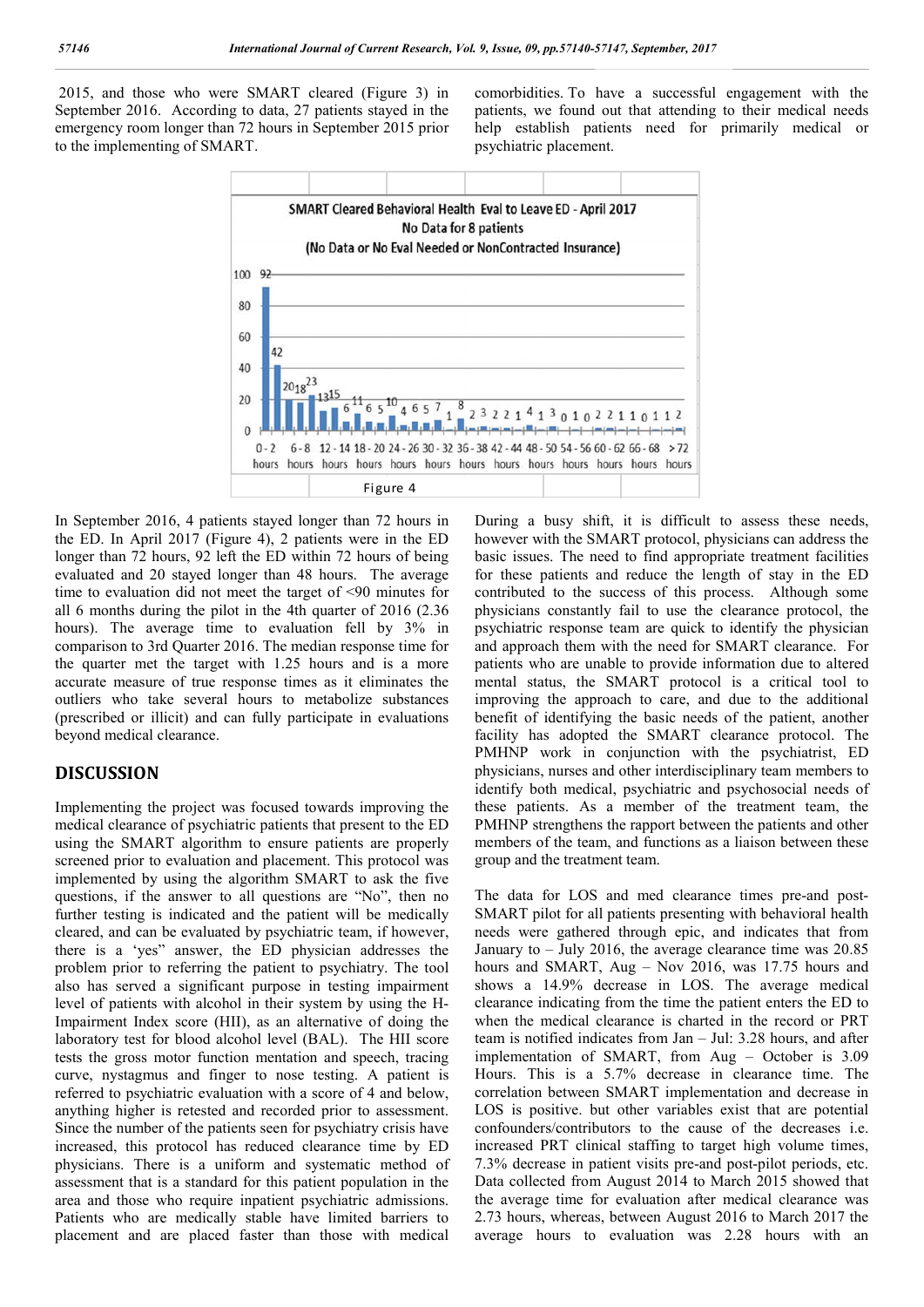2015, and those who were SMART cleared (Figure 3) in September 2016. According to data, 27 patients stayed in the emergency room longer than 72 hours in September 2015 prior to the implementing of SMART.

comorbidities. To have a successful engagement with the patients, we found out that attending to their medical needs help establish patients need for primarily medical or psychiatric placement.

Figure 4

In September 2016, 4 patients stayed longer than 72 hours in the ED. In April 2017 (Figure 4), 2 patients were in the ED longer than 72 hours, 92 left the ED within 72 hours of being evaluated and 20 stayed longer than 48 hours. The average time to evaluation did not meet the target of <90 minutes for all 6 months during the pilot in the 4th quarter of 2016 (2.36 hours). The average time to evaluation fell by 3% in comparison to 3rd Quarter 2016. The median response time for the quarter met the target with 1.25 hours and is a more accurate measure of true response times as it eliminates the outliers who take several hours to metabolize substances (prescribed or illicit) and can fully participate in evaluations beyond medical clearance.

## DISCUSSION

Implementing the project was focused towards improving the medical clearance of psychiatric patients that present to the ED using the SMART algorithm to ensure patients are properly screened prior to evaluation and placement. This protocol was implemented by using the algorithm SMART to ask the five questions, if the answer to all questions are "No", then no further testing is indicated and the patient will be medically cleared, and can be evaluated by psychiatric team, if however, there is a 'yes" answer, the ED physician addresses the problem prior to referring the patient to psychiatry. The tool also has served a significant purpose in testing impairment level of patients with alcohol in their system by using the H-Impairment Index score (HII), as an alternative of doing the laboratory test for blood alcohol level (BAL). The HII score tests the gross motor function mentation and speech, tracing curve, nystagmus and finger to nose testing. A patient is referred to psychiatric evaluation with a score of 4 and below, anything higher is retested and recorded prior to assessment. Since the number of the patients seen for psychiatry crisis have increased, this protocol has reduced clearance time by ED physicians. There is a uniform and systematic method of assessment that is a standard for this patient population in the area and those who require inpatient psychiatric admissions. Patients who are medically stable have limited barriers to placement and are placed faster than those with medical

During a busy shift, it is difficult to assess these needs, however with the SMART protocol, physicians can address the basic issues. The need to find appropriate treatment facilities for these patients and reduce the length of stay in the ED contributed to the success of this process. Although some physicians constantly fail to use the clearance protocol, the psychiatric response team are quick to identify the physician and approach them with the need for SMART clearance. For patients who are unable to provide information due to altered mental status, the SMART protocol is a critical tool to improving the approach to care, and due to the additional benefit of identifying the basic needs of the patient, another facility has adopted the SMART clearance protocol. The PMHNP work in conjunction with the psychiatrist, ED physicians, nurses and other interdisciplinary team members to identify both medical, psychiatric and psychosocial needs of these patients. As a member of the treatment team, the PMHNP strengthens the rapport between the patients and other members of the team, and functions as a liaison between these group and the treatment team.

The data for LOS and med clearance times pre-and post-SMART pilot for all patients presenting with behavioral health needs were gathered through epic, and indicates that from January to – July 2016, the average clearance time was 20.85 hours and SMART, Aug – Nov 2016, was 17.75 hours and shows a 14.9% decrease in LOS. The average medical clearance indicating from the time the patient enters the ED to when the medical clearance is charted in the record or PRT team is notified indicates from Jan – Jul: 3.28 hours, and after implementation of SMART, from Aug – October is 3.09 Hours. This is a 5.7% decrease in clearance time. The correlation between SMART implementation and decrease in LOS is positive. but other variables exist that are potential confounders/contributors to the cause of the decreases i.e. increased PRT clinical staffing to target high volume times, 7.3% decrease in patient visits pre-and post-pilot periods, etc. Data collected from August 2014 to March 2015 showed that the average time for evaluation after medical clearance was 2.73 hours, whereas, between August 2016 to March 2017 the average hours to evaluation was 2.28 hours with an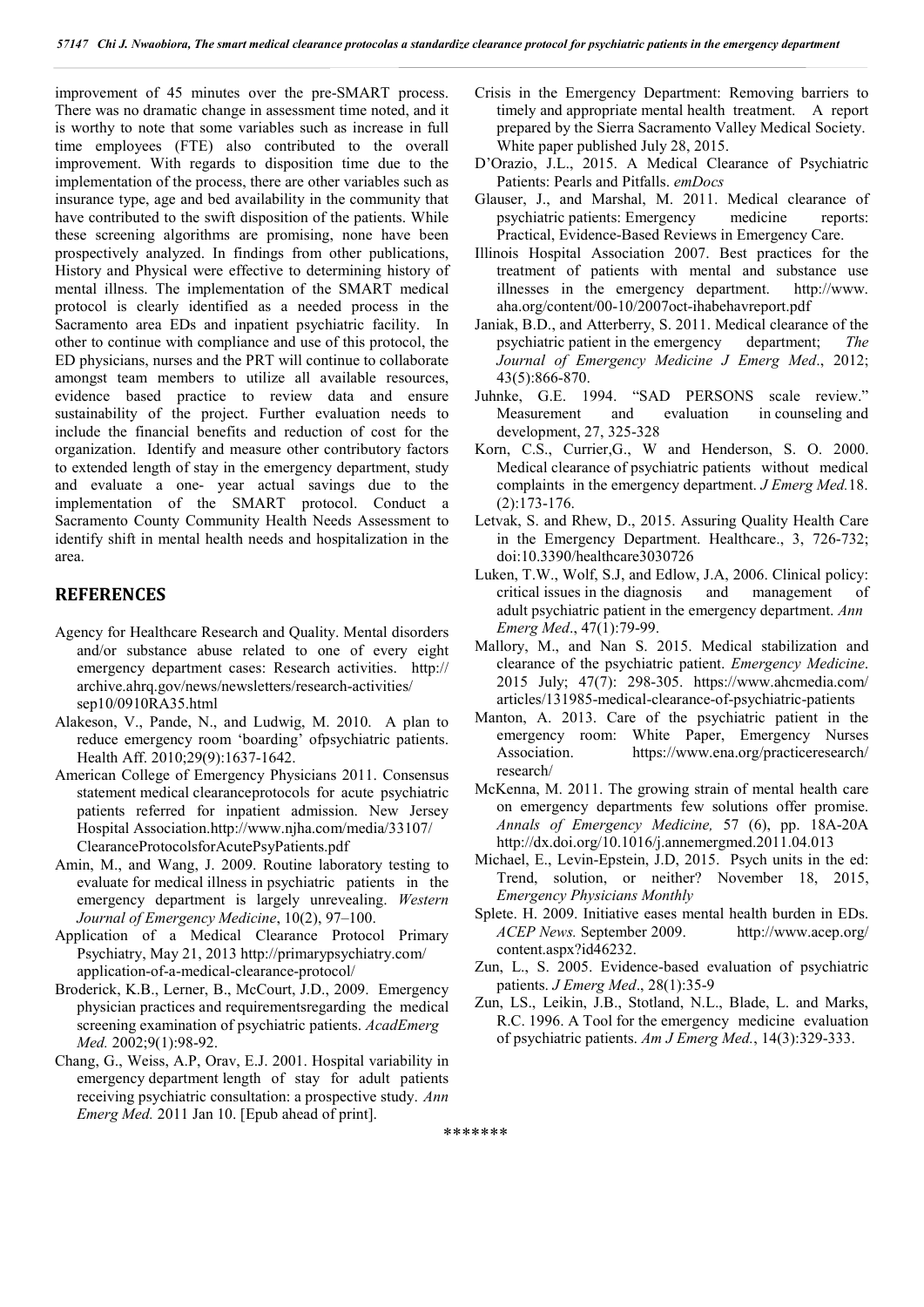improvement of 45 minutes over the pre-SMART process. There was no dramatic change in assessment time noted, and it is worthy to note that some variables such as increase in full time employees (FTE) also contributed to the overall improvement. With regards to disposition time due to the implementation of the process, there are other variables such as insurance type, age and bed availability in the community that have contributed to the swift disposition of the patients. While these screening algorithms are promising, none have been prospectively analyzed. In findings from other publications, History and Physical were effective to determining history of mental illness. The implementation of the SMART medical protocol is clearly identified as a needed process in the Sacramento area EDs and inpatient psychiatric facility. In other to continue with compliance and use of this protocol, the ED physicians, nurses and the PRT will continue to collaborate amongst team members to utilize all available resources, evidence based practice to review data and ensure sustainability of the project. Further evaluation needs to include the financial benefits and reduction of cost for the organization. Identify and measure other contributory factors to extended length of stay in the emergency department, study and evaluate a one- year actual savings due to the implementation of the SMART protocol. Conduct a Sacramento County Community Health Needs Assessment to identify shift in mental health needs and hospitalization in the area.

## REFERENCES

- Agency for Healthcare Research and Quality. Mental disorders and/or substance abuse related to one of every eight emergency department cases: Research activities. http://archive.ahrq.gov/news/newsletters/research-activities/sep10/0910RA35.html
- Alakeson, V., Pande, N., and Ludwig, M. 2010. A plan to reduce emergency room 'boarding' ofpsychiatric patients. Health Aff. 2010;29(9):1637-1642.
- American College of Emergency Physicians 2011. Consensus statement medical clearanceprotocols for acute psychiatric patients referred for inpatient admission. New Jersey Hospital Association.http://www.njha.com/media/33107/ClearanceProtocolsforAcutePsyPatients.pdf
- Amin, M., and Wang, J. 2009. Routine laboratory testing to evaluate for medical illness in psychiatric patients in the emergency department is largely unrevealing. *Western Journal of Emergency Medicine*, 10(2), 97–100.
- Application of a Medical Clearance Protocol Primary Psychiatry, May 21, 2013 http://primarypsychiatry.com/application-of-a-medical-clearance-protocol/
- Broderick, K.B., Lerner, B., McCourt, J.D., 2009. Emergency physician practices and requirementsregarding the medical screening examination of psychiatric patients. *AcadEmerg Med.* 2002;9(1):98-92.
- Chang, G., Weiss, A.P, Orav, E.J. 2001. Hospital variability in emergency department length of stay for adult patients receiving psychiatric consultation: a prospective study. *Ann Emerg Med.* 2011 Jan 10. [Epub ahead of print].
- Crisis in the Emergency Department: Removing barriers to timely and appropriate mental health treatment. A report prepared by the Sierra Sacramento Valley Medical Society. White paper published July 28, 2015.
- D'Orazio, J.L., 2015. A Medical Clearance of Psychiatric Patients: Pearls and Pitfalls. *emDocs*
- Glauser, J., and Marshal, M. 2011. Medical clearance of psychiatric patients: Emergency medicine reports: Practical, Evidence-Based Reviews in Emergency Care.
- Illinois Hospital Association 2007. Best practices for the treatment of patients with mental and substance use illnesses in the emergency department. http://www.aha.org/content/00-10/2007oct-ihabehavreport.pdf
- Janiak, B.D., and Atterberry, S. 2011. Medical clearance of the psychiatric patient in the emergency department; *The Journal of Emergency Medicine J Emerg Med*., 2012; 43(5):866-870.
- Juhnke, G.E. 1994. "SAD PERSONS scale review." Measurement and evaluation in counseling and development, 27, 325-328
- Korn, C.S., Currier,G., W and Henderson, S. O. 2000. Medical clearance of psychiatric patients without medical complaints in the emergency department. *J Emerg Med.*18.(2):173-176.
- Letvak, S. and Rhew, D., 2015. Assuring Quality Health Care in the Emergency Department. Healthcare., 3, 726-732; doi:10.3390/healthcare3030726
- Luken, T.W., Wolf, S.J, and Edlow, J.A, 2006. Clinical policy: critical issues in the diagnosis and management of adult psychiatric patient in the emergency department. *Ann Emerg Med*., 47(1):79-99.
- Mallory, M., and Nan S. 2015. Medical stabilization and clearance of the psychiatric patient. *Emergency Medicine*. 2015 July; 47(7): 298-305. https://www.ahcmedia.com/articles/131985-medical-clearance-of-psychiatric-patients
- Manton, A. 2013. Care of the psychiatric patient in the emergency room: White Paper, Emergency Nurses Association. https://www.ena.org/practiceresearch/research/
- McKenna, M. 2011. The growing strain of mental health care on emergency departments few solutions offer promise. *Annals of Emergency Medicine,* 57 (6), pp. 18A-20A http://dx.doi.org/10.1016/j.annemergmed.2011.04.013
- Michael, E., Levin-Epstein, J.D, 2015. Psych units in the ed: Trend, solution, or neither? November 18, 2015, *Emergency Physicians Monthly*
- Splete. H. 2009. Initiative eases mental health burden in EDs. *ACEP News.* September 2009. http://www.acep.org/content.aspx?id46232.
- Zun, L., S. 2005. Evidence-based evaluation of psychiatric patients. *J Emerg Med*., 28(1):35-9
- Zun, LS., Leikin, J.B., Stotland, N.L., Blade, L. and Marks, R.C. 1996. A Tool for the emergency medicine evaluation of psychiatric patients. *Am J Emerg Med.*, 14(3):329-333.

*******